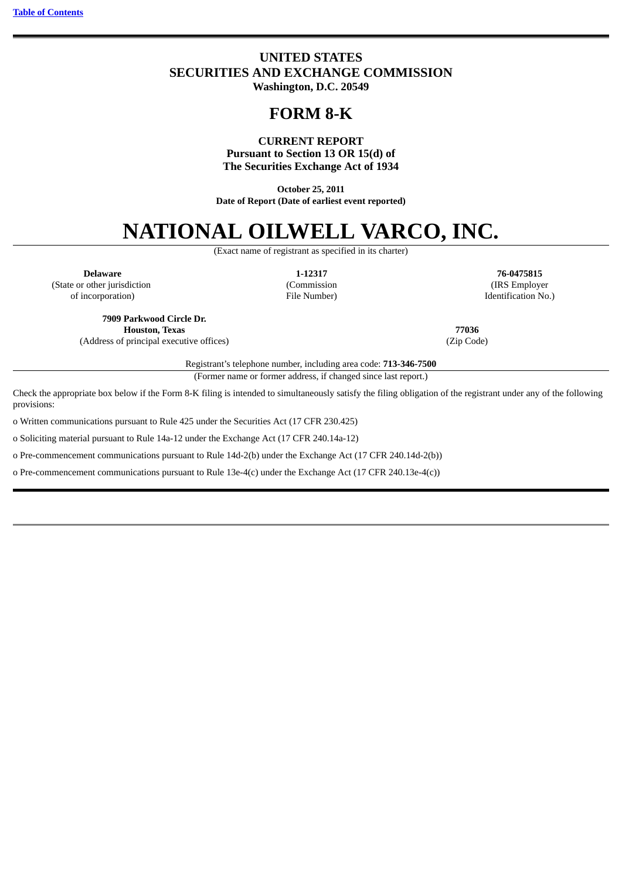[Table of Contents](#)

# UNITED STATES
# SECURITIES AND EXCHANGE COMMISSION
**Washington, D.C. 20549**

# FORM 8-K

**CURRENT REPORT**
**Pursuant to Section 13 OR 15(d) of**
**The Securities Exchange Act of 1934**

**October 25, 2011**
**Date of Report (Date of earliest event reported)**

# NATIONAL OILWELL VARCO, INC.

(Exact name of registrant as specified in its charter)

| | | |
|---|---|---|
| **Delaware** | **1-12317** | **76-0475815** |
| (State or other jurisdiction of incorporation) | (Commission File Number) | (IRS Employer Identification No.) |

| | |
|---|---|
| **7909 Parkwood Circle Dr.** **Houston, Texas** | **77036** |
| (Address of principal executive offices) | (Zip Code) |

Registrant's telephone number, including area code: **713-346-7500**

(Former name or former address, if changed since last report.)

Check the appropriate box below if the Form 8-K filing is intended to simultaneously satisfy the filing obligation of the registrant under any of the following provisions:

o Written communications pursuant to Rule 425 under the Securities Act (17 CFR 230.425)

o Soliciting material pursuant to Rule 14a-12 under the Exchange Act (17 CFR 240.14a-12)

o Pre-commencement communications pursuant to Rule 14d-2(b) under the Exchange Act (17 CFR 240.14d-2(b))

o Pre-commencement communications pursuant to Rule 13e-4(c) under the Exchange Act (17 CFR 240.13e-4(c))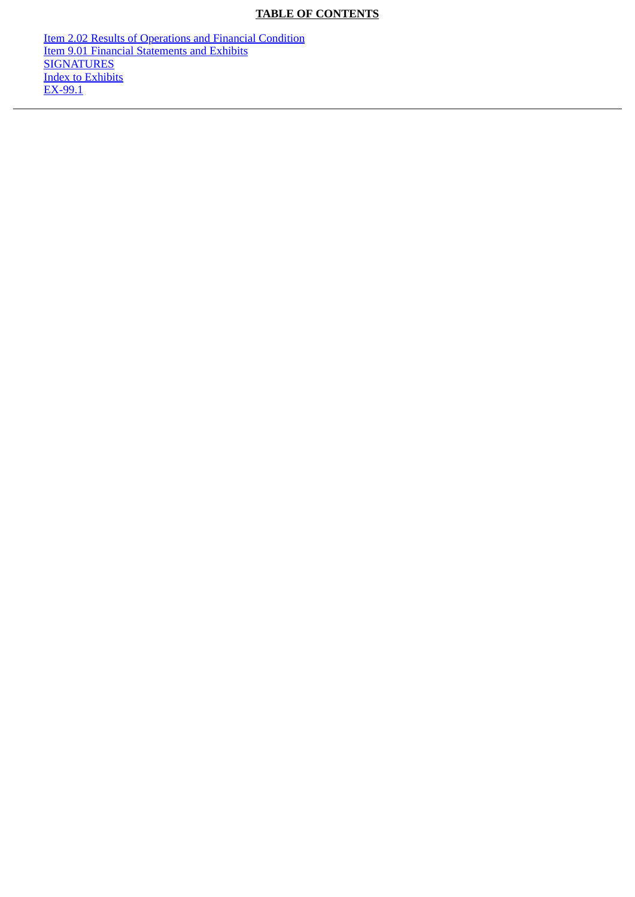**TABLE OF CONTENTS**

Item 2.02 Results of Operations and Financial Condition
Item 9.01 Financial Statements and Exhibits
SIGNATURES
Index to Exhibits
EX-99.1

---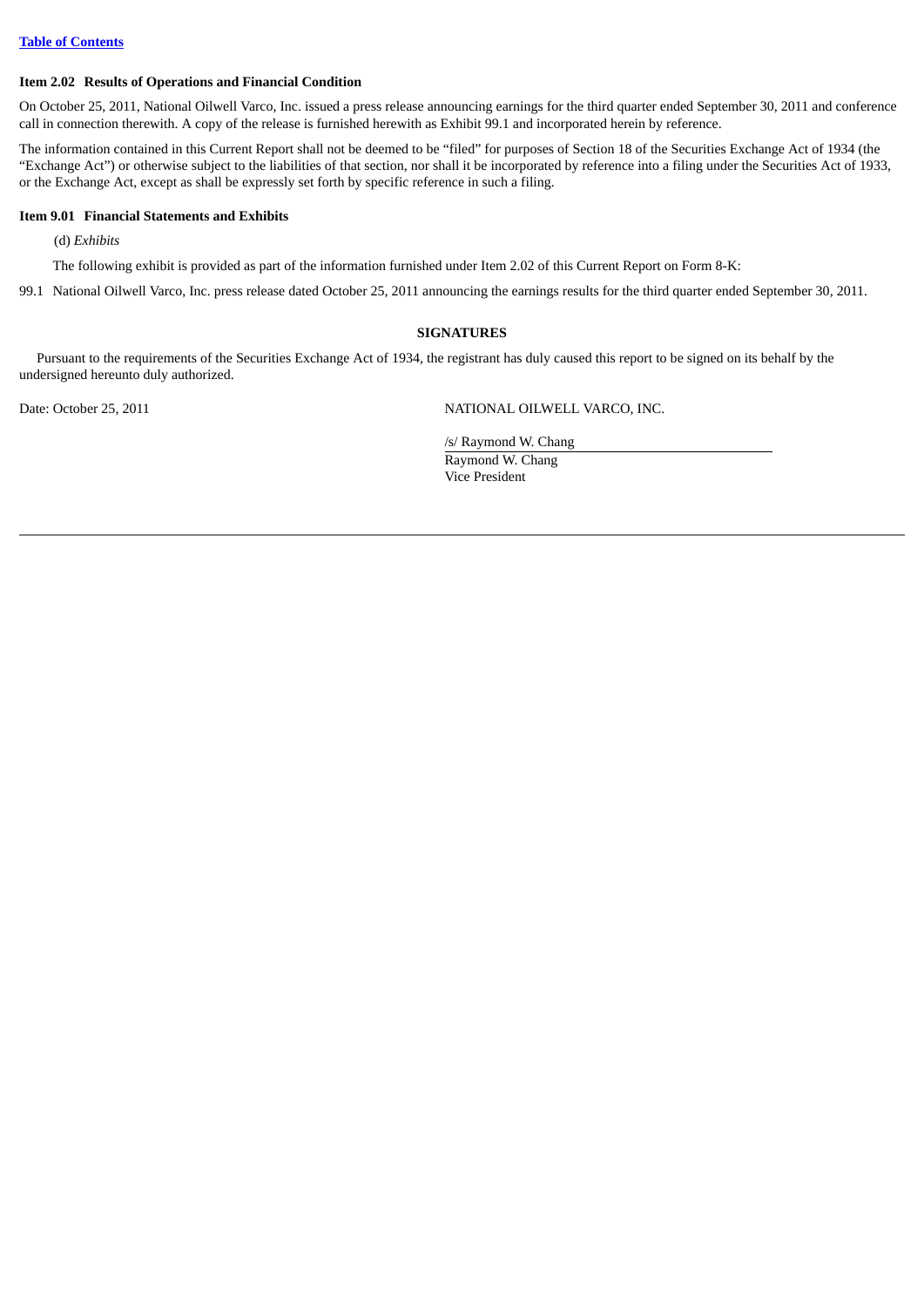**Item 2.02 Results of Operations and Financial Condition**

On October 25, 2011, National Oilwell Varco, Inc. issued a press release announcing earnings for the third quarter ended September 30, 2011 and conference call in connection therewith. A copy of the release is furnished herewith as Exhibit 99.1 and incorporated herein by reference.

The information contained in this Current Report shall not be deemed to be "filed" for purposes of Section 18 of the Securities Exchange Act of 1934 (the "Exchange Act") or otherwise subject to the liabilities of that section, nor shall it be incorporated by reference into a filing under the Securities Act of 1933, or the Exchange Act, except as shall be expressly set forth by specific reference in such a filing.

**Item 9.01 Financial Statements and Exhibits**

(d) *Exhibits*

The following exhibit is provided as part of the information furnished under Item 2.02 of this Current Report on Form 8-K:

99.1 National Oilwell Varco, Inc. press release dated October 25, 2011 announcing the earnings results for the third quarter ended September 30, 2011.

**SIGNATURES**

Pursuant to the requirements of the Securities Exchange Act of 1934, the registrant has duly caused this report to be signed on its behalf by the undersigned hereunto duly authorized.

Date: October 25, 2011

NATIONAL OILWELL VARCO, INC.

/s/ Raymond W. Chang

Raymond W. Chang
Vice President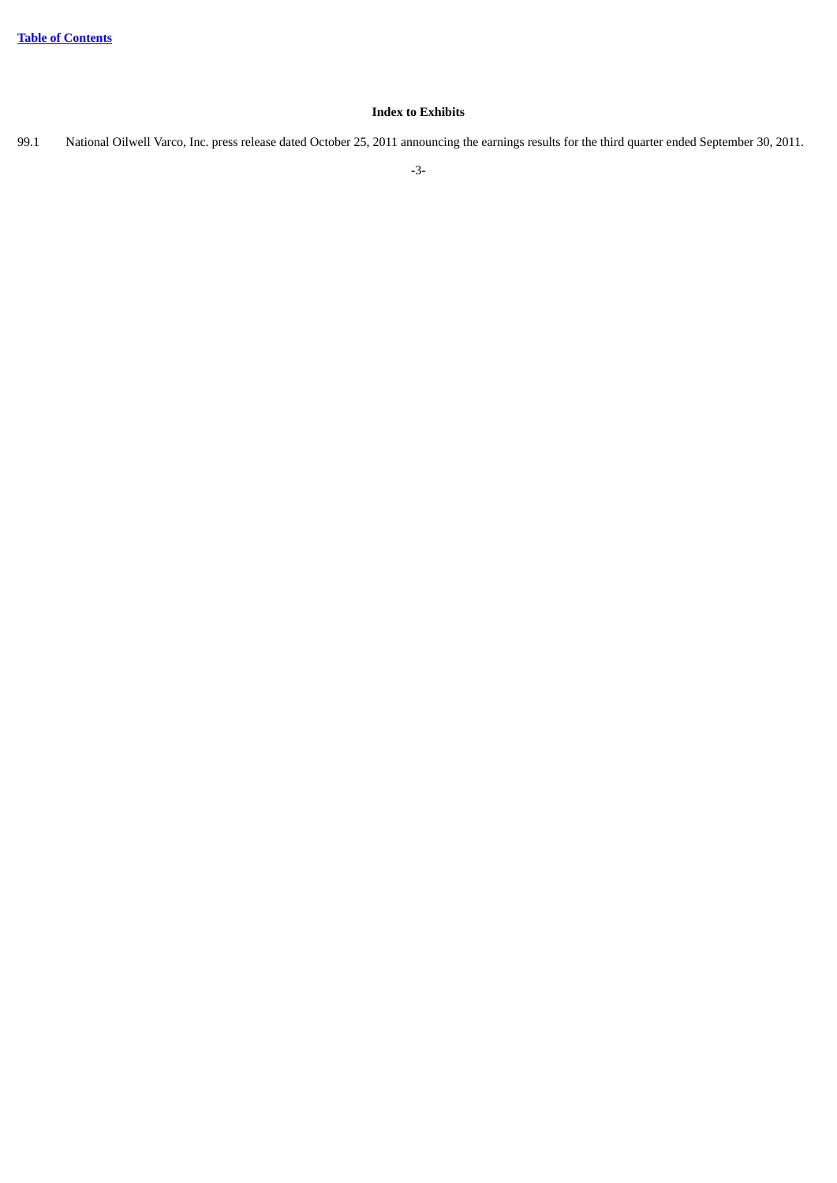**Index to Exhibits**

99.1 National Oilwell Varco, Inc. press release dated October 25, 2011 announcing the earnings results for the third quarter ended September 30, 2011.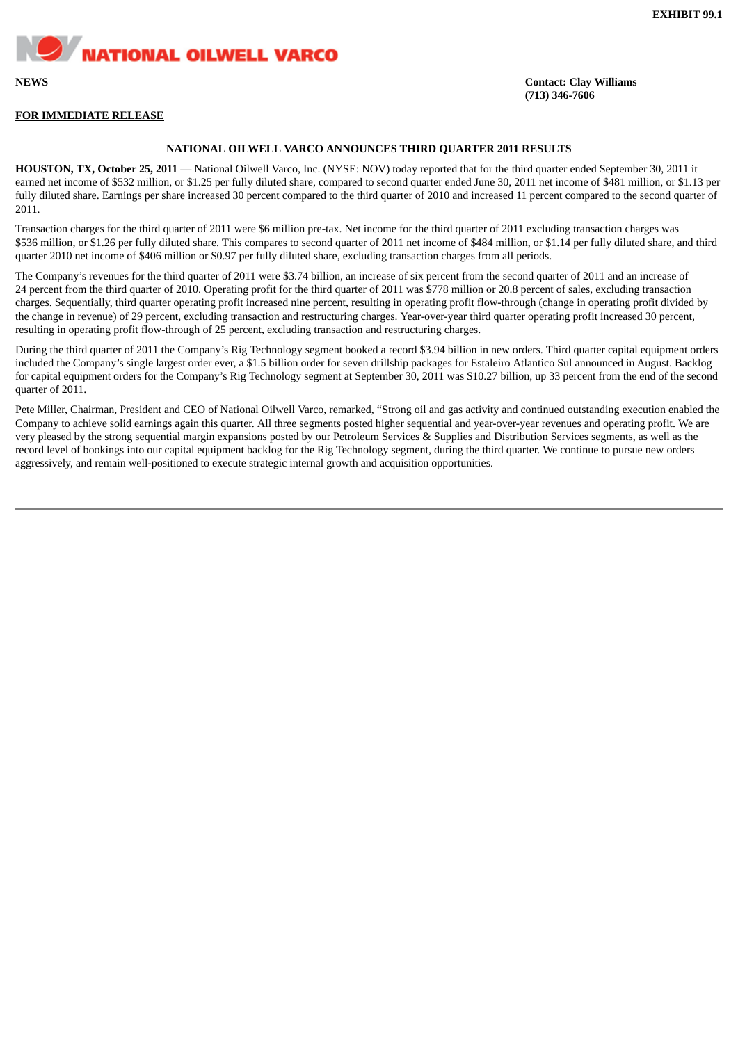**EXHIBIT 99.1**

**NEWS**

**Contact: Clay Williams**
**(713) 346-7606**

**FOR IMMEDIATE RELEASE**

**NATIONAL OILWELL VARCO ANNOUNCES THIRD QUARTER 2011 RESULTS**

**HOUSTON, TX, October 25, 2011** — National Oilwell Varco, Inc. (NYSE: NOV) today reported that for the third quarter ended September 30, 2011 it earned net income of $532 million, or $1.25 per fully diluted share, compared to second quarter ended June 30, 2011 net income of $481 million, or $1.13 per fully diluted share. Earnings per share increased 30 percent compared to the third quarter of 2010 and increased 11 percent compared to the second quarter of 2011.

Transaction charges for the third quarter of 2011 were $6 million pre-tax. Net income for the third quarter of 2011 excluding transaction charges was $536 million, or $1.26 per fully diluted share. This compares to second quarter of 2011 net income of $484 million, or $1.14 per fully diluted share, and third quarter 2010 net income of $406 million or $0.97 per fully diluted share, excluding transaction charges from all periods.

The Company's revenues for the third quarter of 2011 were $3.74 billion, an increase of six percent from the second quarter of 2011 and an increase of 24 percent from the third quarter of 2010. Operating profit for the third quarter of 2011 was $778 million or 20.8 percent of sales, excluding transaction charges. Sequentially, third quarter operating profit increased nine percent, resulting in operating profit flow-through (change in operating profit divided by the change in revenue) of 29 percent, excluding transaction and restructuring charges. Year-over-year third quarter operating profit increased 30 percent, resulting in operating profit flow-through of 25 percent, excluding transaction and restructuring charges.

During the third quarter of 2011 the Company's Rig Technology segment booked a record $3.94 billion in new orders. Third quarter capital equipment orders included the Company's single largest order ever, a $1.5 billion order for seven drillship packages for Estaleiro Atlantico Sul announced in August. Backlog for capital equipment orders for the Company's Rig Technology segment at September 30, 2011 was $10.27 billion, up 33 percent from the end of the second quarter of 2011.

Pete Miller, Chairman, President and CEO of National Oilwell Varco, remarked, "Strong oil and gas activity and continued outstanding execution enabled the Company to achieve solid earnings again this quarter. All three segments posted higher sequential and year-over-year revenues and operating profit. We are very pleased by the strong sequential margin expansions posted by our Petroleum Services & Supplies and Distribution Services segments, as well as the record level of bookings into our capital equipment backlog for the Rig Technology segment, during the third quarter. We continue to pursue new orders aggressively, and remain well-positioned to execute strategic internal growth and acquisition opportunities.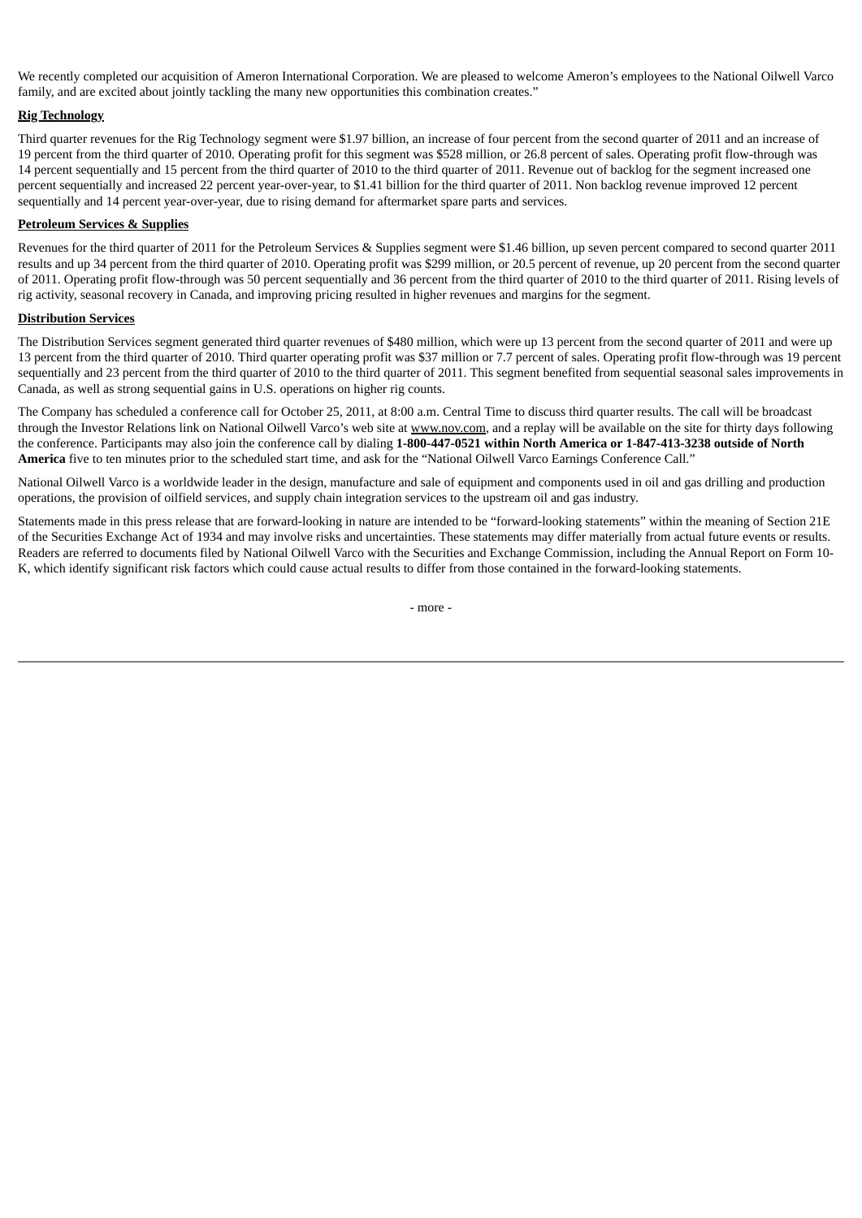We recently completed our acquisition of Ameron International Corporation. We are pleased to welcome Ameron's employees to the National Oilwell Varco family, and are excited about jointly tackling the many new opportunities this combination creates."

**Rig Technology**

Third quarter revenues for the Rig Technology segment were $1.97 billion, an increase of four percent from the second quarter of 2011 and an increase of 19 percent from the third quarter of 2010. Operating profit for this segment was $528 million, or 26.8 percent of sales. Operating profit flow-through was 14 percent sequentially and 15 percent from the third quarter of 2010 to the third quarter of 2011. Revenue out of backlog for the segment increased one percent sequentially and increased 22 percent year-over-year, to $1.41 billion for the third quarter of 2011. Non backlog revenue improved 12 percent sequentially and 14 percent year-over-year, due to rising demand for aftermarket spare parts and services.

**Petroleum Services & Supplies**

Revenues for the third quarter of 2011 for the Petroleum Services & Supplies segment were $1.46 billion, up seven percent compared to second quarter 2011 results and up 34 percent from the third quarter of 2010. Operating profit was $299 million, or 20.5 percent of revenue, up 20 percent from the second quarter of 2011. Operating profit flow-through was 50 percent sequentially and 36 percent from the third quarter of 2010 to the third quarter of 2011. Rising levels of rig activity, seasonal recovery in Canada, and improving pricing resulted in higher revenues and margins for the segment.

**Distribution Services**

The Distribution Services segment generated third quarter revenues of $480 million, which were up 13 percent from the second quarter of 2011 and were up 13 percent from the third quarter of 2010. Third quarter operating profit was $37 million or 7.7 percent of sales. Operating profit flow-through was 19 percent sequentially and 23 percent from the third quarter of 2010 to the third quarter of 2011. This segment benefited from sequential seasonal sales improvements in Canada, as well as strong sequential gains in U.S. operations on higher rig counts.

The Company has scheduled a conference call for October 25, 2011, at 8:00 a.m. Central Time to discuss third quarter results. The call will be broadcast through the Investor Relations link on National Oilwell Varco's web site at www.nov.com, and a replay will be available on the site for thirty days following the conference. Participants may also join the conference call by dialing **1-800-447-0521 within North America or 1-847-413-3238 outside of North America** five to ten minutes prior to the scheduled start time, and ask for the "National Oilwell Varco Earnings Conference Call."

National Oilwell Varco is a worldwide leader in the design, manufacture and sale of equipment and components used in oil and gas drilling and production operations, the provision of oilfield services, and supply chain integration services to the upstream oil and gas industry.

Statements made in this press release that are forward-looking in nature are intended to be "forward-looking statements" within the meaning of Section 21E of the Securities Exchange Act of 1934 and may involve risks and uncertainties. These statements may differ materially from actual future events or results. Readers are referred to documents filed by National Oilwell Varco with the Securities and Exchange Commission, including the Annual Report on Form 10-K, which identify significant risk factors which could cause actual results to differ from those contained in the forward-looking statements.

- more -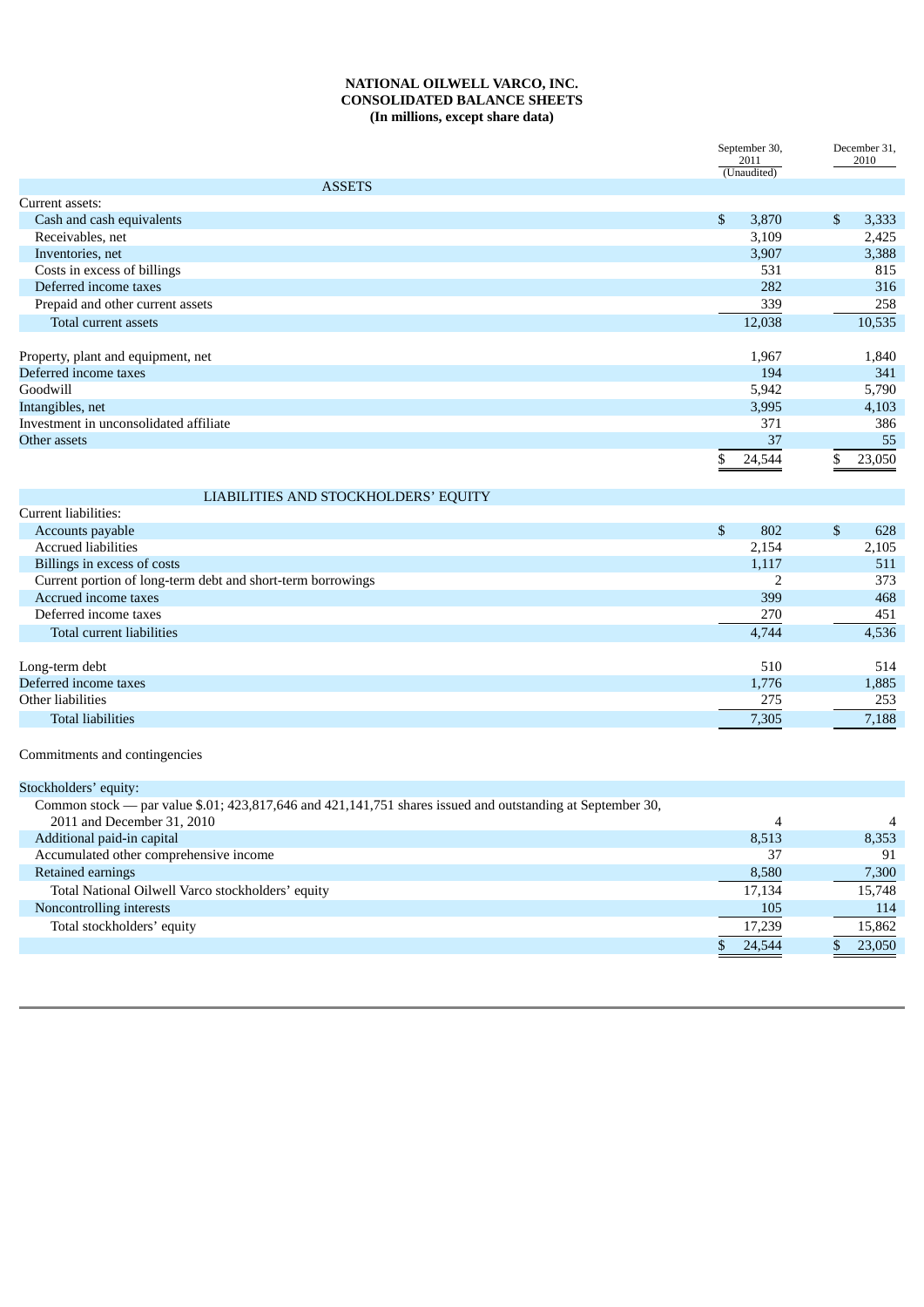# NATIONAL OILWELL VARCO, INC.
## CONSOLIDATED BALANCE SHEETS
### (In millions, except share data)

| | September 30, 2011 (Unaudited) | December 31, 2010 |
|---|---|---|
| **ASSETS** | | |
| Current assets: | | |
| Cash and cash equivalents | $ 3,870 | $ 3,333 |
| Receivables, net | 3,109 | 2,425 |
| Inventories, net | 3,907 | 3,388 |
| Costs in excess of billings | 531 | 815 |
| Deferred income taxes | 282 | 316 |
| Prepaid and other current assets | 339 | 258 |
| Total current assets | 12,038 | 10,535 |
| | | |
| Property, plant and equipment, net | 1,967 | 1,840 |
| Deferred income taxes | 194 | 341 |
| Goodwill | 5,942 | 5,790 |
| Intangibles, net | 3,995 | 4,103 |
| Investment in unconsolidated affiliate | 371 | 386 |
| Other assets | 37 | 55 |
| | $ 24,544 | $ 23,050 |
| | | |
| **LIABILITIES AND STOCKHOLDERS' EQUITY** | | |
| Current liabilities: | | |
| Accounts payable | $ 802 | $ 628 |
| Accrued liabilities | 2,154 | 2,105 |
| Billings in excess of costs | 1,117 | 511 |
| Current portion of long-term debt and short-term borrowings | 2 | 373 |
| Accrued income taxes | 399 | 468 |
| Deferred income taxes | 270 | 451 |
| Total current liabilities | 4,744 | 4,536 |
| | | |
| Long-term debt | 510 | 514 |
| Deferred income taxes | 1,776 | 1,885 |
| Other liabilities | 275 | 253 |
| Total liabilities | 7,305 | 7,188 |
| | | |
| Commitments and contingencies | | |
| | | |
| Stockholders' equity: | | |
| Common stock — par value $.01; 423,817,646 and 421,141,751 shares issued and outstanding at September 30, 2011 and December 31, 2010 | 4 | 4 |
| Additional paid-in capital | 8,513 | 8,353 |
| Accumulated other comprehensive income | 37 | 91 |
| Retained earnings | 8,580 | 7,300 |
| Total National Oilwell Varco stockholders' equity | 17,134 | 15,748 |
| Noncontrolling interests | 105 | 114 |
| Total stockholders' equity | 17,239 | 15,862 |
| | $ 24,544 | $ 23,050 |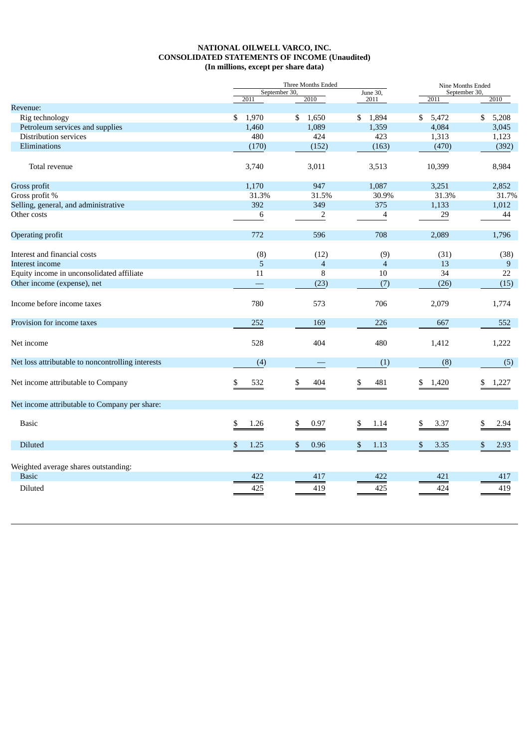**NATIONAL OILWELL VARCO, INC.**
**CONSOLIDATED STATEMENTS OF INCOME (Unaudited)**
**(In millions, except per share data)**

| | Three Months Ended | | | Nine Months Ended | |
|---|---|---|---|---|---|
| | September 30, | | June 30, | September 30, | |
| | 2011 | 2010 | 2011 | 2011 | 2010 |
| Revenue: | | | | | |
| Rig technology | $ 1,970 | $ 1,650 | $ 1,894 | $ 5,472 | $ 5,208 |
| Petroleum services and supplies | 1,460 | 1,089 | 1,359 | 4,084 | 3,045 |
| Distribution services | 480 | 424 | 423 | 1,313 | 1,123 |
| Eliminations | (170) | (152) | (163) | (470) | (392) |
| Total revenue | 3,740 | 3,011 | 3,513 | 10,399 | 8,984 |
| Gross profit | 1,170 | 947 | 1,087 | 3,251 | 2,852 |
| Gross profit % | 31.3% | 31.5% | 30.9% | 31.3% | 31.7% |
| Selling, general, and administrative | 392 | 349 | 375 | 1,133 | 1,012 |
| Other costs | 6 | 2 | 4 | 29 | 44 |
| Operating profit | 772 | 596 | 708 | 2,089 | 1,796 |
| Interest and financial costs | (8) | (12) | (9) | (31) | (38) |
| Interest income | 5 | 4 | 4 | 13 | 9 |
| Equity income in unconsolidated affiliate | 11 | 8 | 10 | 34 | 22 |
| Other income (expense), net | — | (23) | (7) | (26) | (15) |
| Income before income taxes | 780 | 573 | 706 | 2,079 | 1,774 |
| Provision for income taxes | 252 | 169 | 226 | 667 | 552 |
| Net income | 528 | 404 | 480 | 1,412 | 1,222 |
| Net loss attributable to noncontrolling interests | (4) | — | (1) | (8) | (5) |
| Net income attributable to Company | $ 532 | $ 404 | $ 481 | $ 1,420 | $ 1,227 |
| Net income attributable to Company per share: | | | | | |
| Basic | $ 1.26 | $ 0.97 | $ 1.14 | $ 3.37 | $ 2.94 |
| Diluted | $ 1.25 | $ 0.96 | $ 1.13 | $ 3.35 | $ 2.93 |
| Weighted average shares outstanding: | | | | | |
| Basic | 422 | 417 | 422 | 421 | 417 |
| Diluted | 425 | 419 | 425 | 424 | 419 |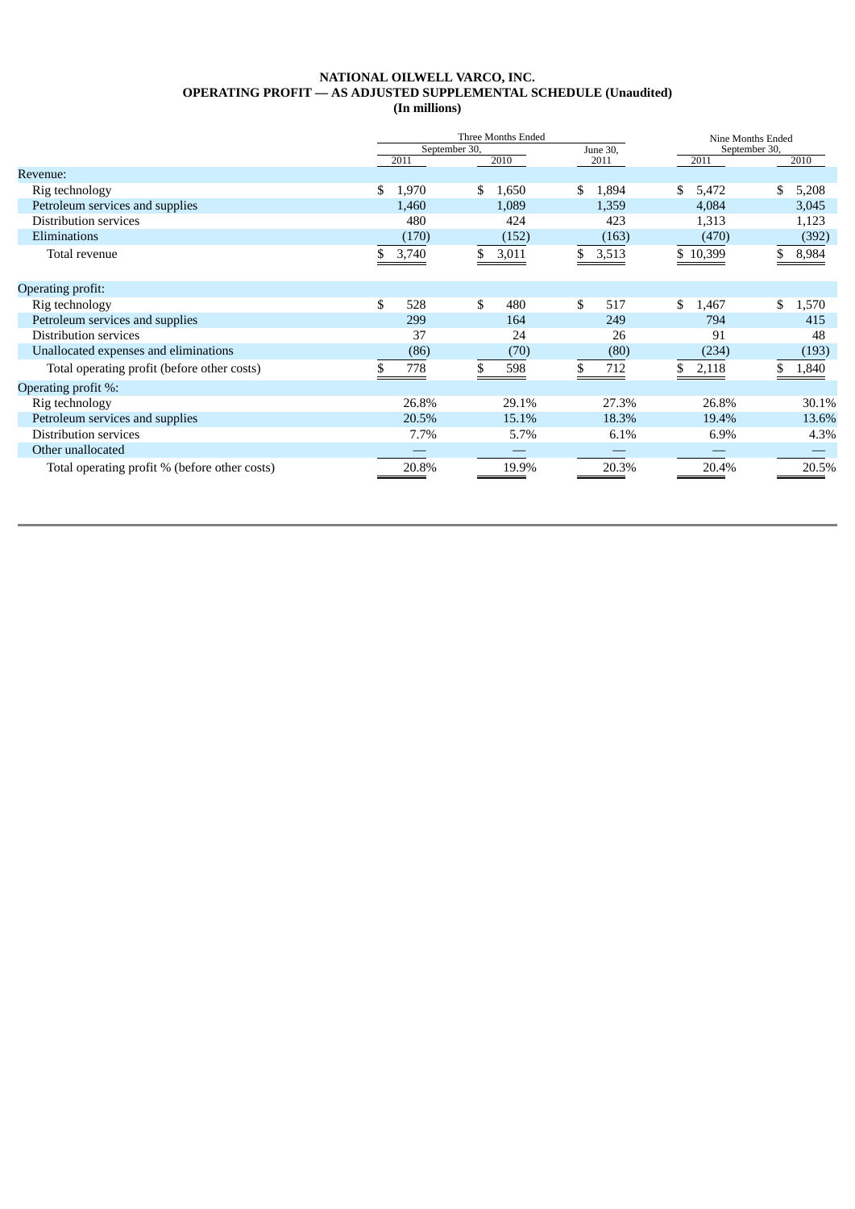**NATIONAL OILWELL VARCO, INC.**
**OPERATING PROFIT — AS ADJUSTED SUPPLEMENTAL SCHEDULE (Unaudited)**
**(In millions)**

| | Three Months Ended | | | Nine Months Ended | |
|---|---|---|---|---|---|
| | September 30, | | June 30, | September 30, | |
| | 2011 | 2010 | 2011 | 2011 | 2010 |
| Revenue: | | | | | |
| Rig technology | $ 1,970 | $ 1,650 | $ 1,894 | $ 5,472 | $ 5,208 |
| Petroleum services and supplies | 1,460 | 1,089 | 1,359 | 4,084 | 3,045 |
| Distribution services | 480 | 424 | 423 | 1,313 | 1,123 |
| Eliminations | (170) | (152) | (163) | (470) | (392) |
| Total revenue | $ 3,740 | $ 3,011 | $ 3,513 | $ 10,399 | $ 8,984 |
| Operating profit: | | | | | |
| Rig technology | $ 528 | $ 480 | $ 517 | $ 1,467 | $ 1,570 |
| Petroleum services and supplies | 299 | 164 | 249 | 794 | 415 |
| Distribution services | 37 | 24 | 26 | 91 | 48 |
| Unallocated expenses and eliminations | (86) | (70) | (80) | (234) | (193) |
| Total operating profit (before other costs) | $ 778 | $ 598 | $ 712 | $ 2,118 | $ 1,840 |
| Operating profit %: | | | | | |
| Rig technology | 26.8% | 29.1% | 27.3% | 26.8% | 30.1% |
| Petroleum services and supplies | 20.5% | 15.1% | 18.3% | 19.4% | 13.6% |
| Distribution services | 7.7% | 5.7% | 6.1% | 6.9% | 4.3% |
| Other unallocated | — | — | — | — | — |
| Total operating profit % (before other costs) | 20.8% | 19.9% | 20.3% | 20.4% | 20.5% |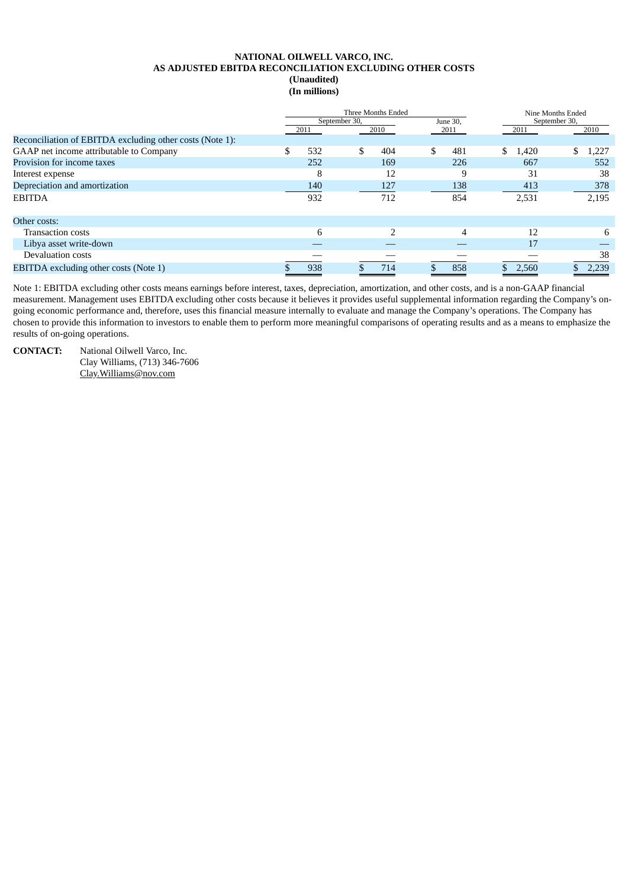# NATIONAL OILWELL VARCO, INC.
## AS ADJUSTED EBITDA RECONCILIATION EXCLUDING OTHER COSTS
**(Unaudited)**
**(In millions)**

| | Three Months Ended | | | Nine Months Ended | |
|---|---|---|---|---|---|
| | September 30, | | June 30, | September 30, | |
| | 2011 | 2010 | 2011 | 2011 | 2010 |
| Reconciliation of EBITDA excluding other costs (Note 1): | | | | | |
| GAAP net income attributable to Company | $ 532 | $ 404 | $ 481 | $ 1,420 | $ 1,227 |
| Provision for income taxes | 252 | 169 | 226 | 667 | 552 |
| Interest expense | 8 | 12 | 9 | 31 | 38 |
| Depreciation and amortization | 140 | 127 | 138 | 413 | 378 |
| EBITDA | 932 | 712 | 854 | 2,531 | 2,195 |
| Other costs: | | | | | |
| Transaction costs | 6 | 2 | 4 | 12 | 6 |
| Libya asset write-down | — | — | — | 17 | — |
| Devaluation costs | — | — | — | — | 38 |
| EBITDA excluding other costs (Note 1) | $ 938 | $ 714 | $ 858 | $ 2,560 | $ 2,239 |

Note 1: EBITDA excluding other costs means earnings before interest, taxes, depreciation, amortization, and other costs, and is a non-GAAP financial measurement. Management uses EBITDA excluding other costs because it believes it provides useful supplemental information regarding the Company's on-going economic performance and, therefore, uses this financial measure internally to evaluate and manage the Company's operations. The Company has chosen to provide this information to investors to enable them to perform more meaningful comparisons of operating results and as a means to emphasize the results of on-going operations.

**CONTACT:** National Oilwell Varco, Inc.
Clay Williams, (713) 346-7606
Clay.Williams@nov.com